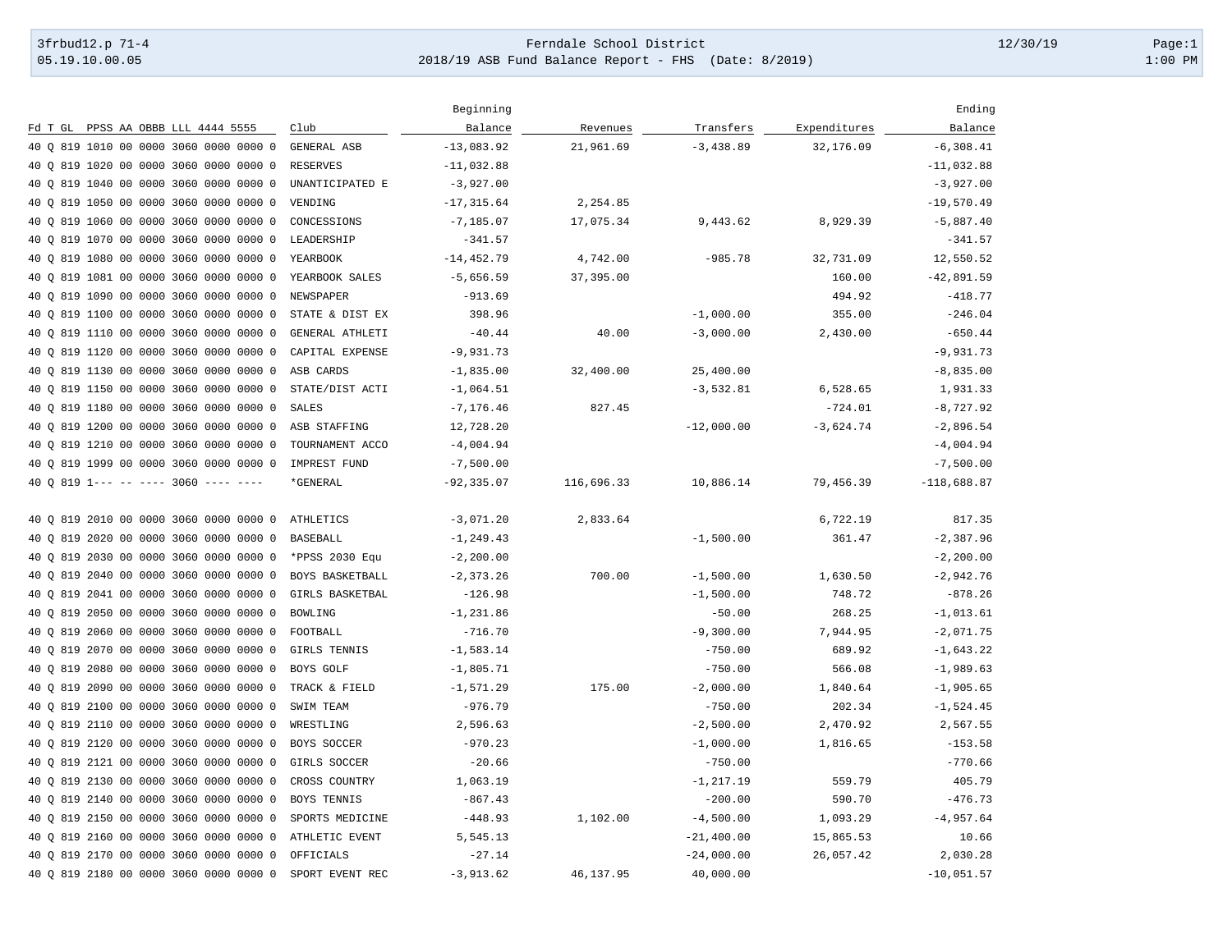3frbud12.p 71-4 — Ferndale School District — 12/30/19
05.19.10.00.05 — 2018/19 ASB Fund Balance Report - FHS (Date: 8/2019) — 1:00 PM

| Fd T GL PPSS AA OBBB LLL 4444 5555 | Club | Beginning Balance | Revenues | Transfers | Expenditures | Ending Balance |
|---|---|---|---|---|---|---|
| 40 Q 819 1010 00 0000 3060 0000 0000 0 | GENERAL ASB | -13,083.92 | 21,961.69 | -3,438.89 | 32,176.09 | -6,308.41 |
| 40 Q 819 1020 00 0000 3060 0000 0000 0 | RESERVES | -11,032.88 | | | | -11,032.88 |
| 40 Q 819 1040 00 0000 3060 0000 0000 0 | UNANTICIPATED E | -3,927.00 | | | | -3,927.00 |
| 40 Q 819 1050 00 0000 3060 0000 0000 0 | VENDING | -17,315.64 | 2,254.85 | | | -19,570.49 |
| 40 Q 819 1060 00 0000 3060 0000 0000 0 | CONCESSIONS | -7,185.07 | 17,075.34 | 9,443.62 | 8,929.39 | -5,887.40 |
| 40 Q 819 1070 00 0000 3060 0000 0000 0 | LEADERSHIP | -341.57 | | | | -341.57 |
| 40 Q 819 1080 00 0000 3060 0000 0000 0 | YEARBOOK | -14,452.79 | 4,742.00 | -985.78 | 32,731.09 | 12,550.52 |
| 40 Q 819 1081 00 0000 3060 0000 0000 0 | YEARBOOK SALES | -5,656.59 | 37,395.00 | | 160.00 | -42,891.59 |
| 40 Q 819 1090 00 0000 3060 0000 0000 0 | NEWSPAPER | -913.69 | | | 494.92 | -418.77 |
| 40 Q 819 1100 00 0000 3060 0000 0000 0 | STATE & DIST EX | 398.96 | | -1,000.00 | 355.00 | -246.04 |
| 40 Q 819 1110 00 0000 3060 0000 0000 0 | GENERAL ATHLETI | -40.44 | 40.00 | -3,000.00 | 2,430.00 | -650.44 |
| 40 Q 819 1120 00 0000 3060 0000 0000 0 | CAPITAL EXPENSE | -9,931.73 | | | | -9,931.73 |
| 40 Q 819 1130 00 0000 3060 0000 0000 0 | ASB CARDS | -1,835.00 | 32,400.00 | 25,400.00 | | -8,835.00 |
| 40 Q 819 1150 00 0000 3060 0000 0000 0 | STATE/DIST ACTI | -1,064.51 | | -3,532.81 | 6,528.65 | 1,931.33 |
| 40 Q 819 1180 00 0000 3060 0000 0000 0 | SALES | -7,176.46 | 827.45 | | -724.01 | -8,727.92 |
| 40 Q 819 1200 00 0000 3060 0000 0000 0 | ASB STAFFING | 12,728.20 | | -12,000.00 | -3,624.74 | -2,896.54 |
| 40 Q 819 1210 00 0000 3060 0000 0000 0 | TOURNAMENT ACCO | -4,004.94 | | | | -4,004.94 |
| 40 Q 819 1999 00 0000 3060 0000 0000 0 | IMPREST FUND | -7,500.00 | | | | -7,500.00 |
| 40 Q 819 1--- -- ---- 3060 ---- ---- | *GENERAL | -92,335.07 | 116,696.33 | 10,886.14 | 79,456.39 | -118,688.87 |
| | | | | | | |
| 40 Q 819 2010 00 0000 3060 0000 0000 0 | ATHLETICS | -3,071.20 | 2,833.64 | | 6,722.19 | 817.35 |
| 40 Q 819 2020 00 0000 3060 0000 0000 0 | BASEBALL | -1,249.43 | | -1,500.00 | 361.47 | -2,387.96 |
| 40 Q 819 2030 00 0000 3060 0000 0000 0 | *PPSS 2030 Equ | -2,200.00 | | | | -2,200.00 |
| 40 Q 819 2040 00 0000 3060 0000 0000 0 | BOYS BASKETBALL | -2,373.26 | 700.00 | -1,500.00 | 1,630.50 | -2,942.76 |
| 40 Q 819 2041 00 0000 3060 0000 0000 0 | GIRLS BASKETBAL | -126.98 | | -1,500.00 | 748.72 | -878.26 |
| 40 Q 819 2050 00 0000 3060 0000 0000 0 | BOWLING | -1,231.86 | | -50.00 | 268.25 | -1,013.61 |
| 40 Q 819 2060 00 0000 3060 0000 0000 0 | FOOTBALL | -716.70 | | -9,300.00 | 7,944.95 | -2,071.75 |
| 40 Q 819 2070 00 0000 3060 0000 0000 0 | GIRLS TENNIS | -1,583.14 | | -750.00 | 689.92 | -1,643.22 |
| 40 Q 819 2080 00 0000 3060 0000 0000 0 | BOYS GOLF | -1,805.71 | | -750.00 | 566.08 | -1,989.63 |
| 40 Q 819 2090 00 0000 3060 0000 0000 0 | TRACK & FIELD | -1,571.29 | 175.00 | -2,000.00 | 1,840.64 | -1,905.65 |
| 40 Q 819 2100 00 0000 3060 0000 0000 0 | SWIM TEAM | -976.79 | | -750.00 | 202.34 | -1,524.45 |
| 40 Q 819 2110 00 0000 3060 0000 0000 0 | WRESTLING | 2,596.63 | | -2,500.00 | 2,470.92 | 2,567.55 |
| 40 Q 819 2120 00 0000 3060 0000 0000 0 | BOYS SOCCER | -970.23 | | -1,000.00 | 1,816.65 | -153.58 |
| 40 Q 819 2121 00 0000 3060 0000 0000 0 | GIRLS SOCCER | -20.66 | | -750.00 | | -770.66 |
| 40 Q 819 2130 00 0000 3060 0000 0000 0 | CROSS COUNTRY | 1,063.19 | | -1,217.19 | 559.79 | 405.79 |
| 40 Q 819 2140 00 0000 3060 0000 0000 0 | BOYS TENNIS | -867.43 | | -200.00 | 590.70 | -476.73 |
| 40 Q 819 2150 00 0000 3060 0000 0000 0 | SPORTS MEDICINE | -448.93 | 1,102.00 | -4,500.00 | 1,093.29 | -4,957.64 |
| 40 Q 819 2160 00 0000 3060 0000 0000 0 | ATHLETIC EVENT | 5,545.13 | | -21,400.00 | 15,865.53 | 10.66 |
| 40 Q 819 2170 00 0000 3060 0000 0000 0 | OFFICIALS | -27.14 | | -24,000.00 | 26,057.42 | 2,030.28 |
| 40 Q 819 2180 00 0000 3060 0000 0000 0 | SPORT EVENT REC | -3,913.62 | 46,137.95 | 40,000.00 | | -10,051.57 |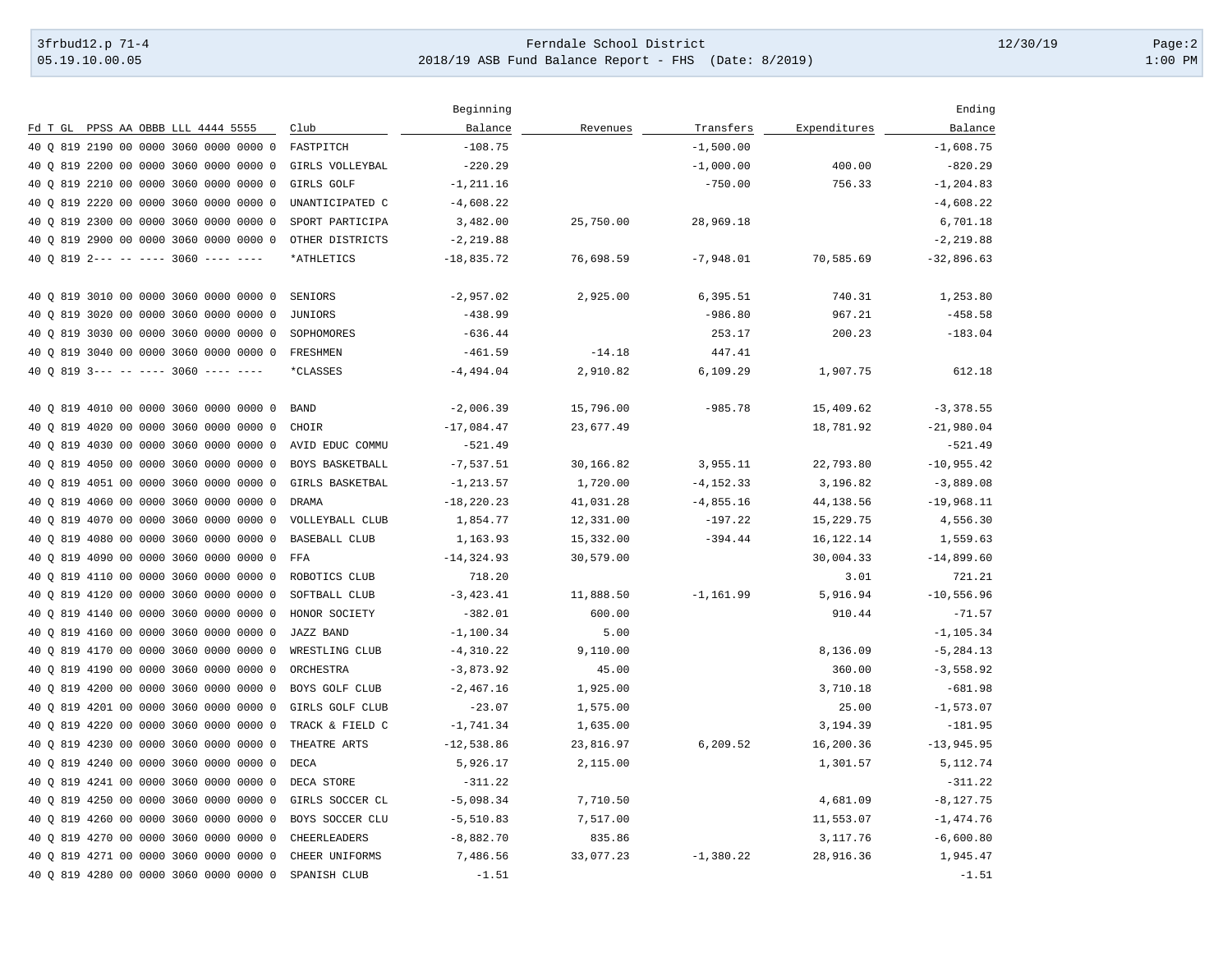| Fd T GL PPSS AA OBBB LLL 4444 5555 | Club | Beginning Balance | Revenues | Transfers | Expenditures | Ending Balance |
|---|---|---|---|---|---|---|
| 40 Q 819 2190 00 0000 3060 0000 0000 0 | FASTPITCH | -108.75 | | -1,500.00 | | -1,608.75 |
| 40 Q 819 2200 00 0000 3060 0000 0000 0 | GIRLS VOLLEYBAL | -220.29 | | -1,000.00 | 400.00 | -820.29 |
| 40 Q 819 2210 00 0000 3060 0000 0000 0 | GIRLS GOLF | -1,211.16 | | -750.00 | 756.33 | -1,204.83 |
| 40 Q 819 2220 00 0000 3060 0000 0000 0 | UNANTICIPATED C | -4,608.22 | | | | -4,608.22 |
| 40 Q 819 2300 00 0000 3060 0000 0000 0 | SPORT PARTICIPA | 3,482.00 | 25,750.00 | 28,969.18 | | 6,701.18 |
| 40 Q 819 2900 00 0000 3060 0000 0000 0 | OTHER DISTRICTS | -2,219.88 | | | | -2,219.88 |
| 40 Q 819 2--- -- ---- 3060 ---- ---- | *ATHLETICS | -18,835.72 | 76,698.59 | -7,948.01 | 70,585.69 | -32,896.63 |
| | | | | | | |
| 40 Q 819 3010 00 0000 3060 0000 0000 0 | SENIORS | -2,957.02 | 2,925.00 | 6,395.51 | 740.31 | 1,253.80 |
| 40 Q 819 3020 00 0000 3060 0000 0000 0 | JUNIORS | -438.99 | | -986.80 | 967.21 | -458.58 |
| 40 Q 819 3030 00 0000 3060 0000 0000 0 | SOPHOMORES | -636.44 | | 253.17 | 200.23 | -183.04 |
| 40 Q 819 3040 00 0000 3060 0000 0000 0 | FRESHMEN | -461.59 | -14.18 | 447.41 | | |
| 40 Q 819 3--- -- ---- 3060 ---- ---- | *CLASSES | -4,494.04 | 2,910.82 | 6,109.29 | 1,907.75 | 612.18 |
| | | | | | | |
| 40 Q 819 4010 00 0000 3060 0000 0000 0 | BAND | -2,006.39 | 15,796.00 | -985.78 | 15,409.62 | -3,378.55 |
| 40 Q 819 4020 00 0000 3060 0000 0000 0 | CHOIR | -17,084.47 | 23,677.49 | | 18,781.92 | -21,980.04 |
| 40 Q 819 4030 00 0000 3060 0000 0000 0 | AVID EDUC COMMU | -521.49 | | | | -521.49 |
| 40 Q 819 4050 00 0000 3060 0000 0000 0 | BOYS BASKETBALL | -7,537.51 | 30,166.82 | 3,955.11 | 22,793.80 | -10,955.42 |
| 40 Q 819 4051 00 0000 3060 0000 0000 0 | GIRLS BASKETBAL | -1,213.57 | 1,720.00 | -4,152.33 | 3,196.82 | -3,889.08 |
| 40 Q 819 4060 00 0000 3060 0000 0000 0 | DRAMA | -18,220.23 | 41,031.28 | -4,855.16 | 44,138.56 | -19,968.11 |
| 40 Q 819 4070 00 0000 3060 0000 0000 0 | VOLLEYBALL CLUB | 1,854.77 | 12,331.00 | -197.22 | 15,229.75 | 4,556.30 |
| 40 Q 819 4080 00 0000 3060 0000 0000 0 | BASEBALL CLUB | 1,163.93 | 15,332.00 | -394.44 | 16,122.14 | 1,559.63 |
| 40 Q 819 4090 00 0000 3060 0000 0000 0 | FFA | -14,324.93 | 30,579.00 | | 30,004.33 | -14,899.60 |
| 40 Q 819 4110 00 0000 3060 0000 0000 0 | ROBOTICS CLUB | 718.20 | | | 3.01 | 721.21 |
| 40 Q 819 4120 00 0000 3060 0000 0000 0 | SOFTBALL CLUB | -3,423.41 | 11,888.50 | -1,161.99 | 5,916.94 | -10,556.96 |
| 40 Q 819 4140 00 0000 3060 0000 0000 0 | HONOR SOCIETY | -382.01 | 600.00 | | 910.44 | -71.57 |
| 40 Q 819 4160 00 0000 3060 0000 0000 0 | JAZZ BAND | -1,100.34 | 5.00 | | | -1,105.34 |
| 40 Q 819 4170 00 0000 3060 0000 0000 0 | WRESTLING CLUB | -4,310.22 | 9,110.00 | | 8,136.09 | -5,284.13 |
| 40 Q 819 4190 00 0000 3060 0000 0000 0 | ORCHESTRA | -3,873.92 | 45.00 | | 360.00 | -3,558.92 |
| 40 Q 819 4200 00 0000 3060 0000 0000 0 | BOYS GOLF CLUB | -2,467.16 | 1,925.00 | | 3,710.18 | -681.98 |
| 40 Q 819 4201 00 0000 3060 0000 0000 0 | GIRLS GOLF CLUB | -23.07 | 1,575.00 | | 25.00 | -1,573.07 |
| 40 Q 819 4220 00 0000 3060 0000 0000 0 | TRACK & FIELD C | -1,741.34 | 1,635.00 | | 3,194.39 | -181.95 |
| 40 Q 819 4230 00 0000 3060 0000 0000 0 | THEATRE ARTS | -12,538.86 | 23,816.97 | 6,209.52 | 16,200.36 | -13,945.95 |
| 40 Q 819 4240 00 0000 3060 0000 0000 0 | DECA | 5,926.17 | 2,115.00 | | 1,301.57 | 5,112.74 |
| 40 Q 819 4241 00 0000 3060 0000 0000 0 | DECA STORE | -311.22 | | | | -311.22 |
| 40 Q 819 4250 00 0000 3060 0000 0000 0 | GIRLS SOCCER CL | -5,098.34 | 7,710.50 | | 4,681.09 | -8,127.75 |
| 40 Q 819 4260 00 0000 3060 0000 0000 0 | BOYS SOCCER CLU | -5,510.83 | 7,517.00 | | 11,553.07 | -1,474.76 |
| 40 Q 819 4270 00 0000 3060 0000 0000 0 | CHEERLEADERS | -8,882.70 | 835.86 | | 3,117.76 | -6,600.80 |
| 40 Q 819 4271 00 0000 3060 0000 0000 0 | CHEER UNIFORMS | 7,486.56 | 33,077.23 | -1,380.22 | 28,916.36 | 1,945.47 |
| 40 Q 819 4280 00 0000 3060 0000 0000 0 | SPANISH CLUB | -1.51 | | | | -1.51 |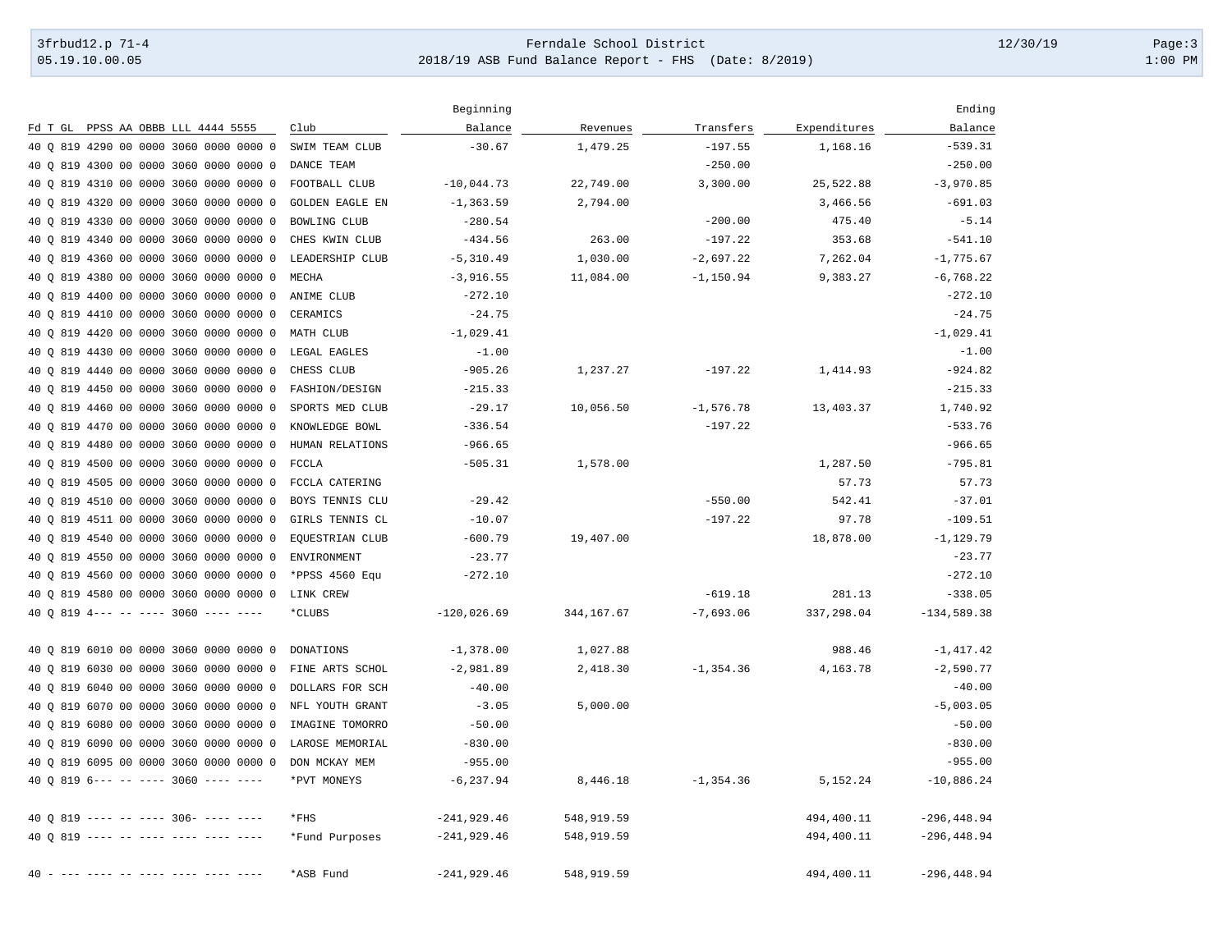| Fd T GL PPSS AA OBBB LLL 4444 5555 | Club | Beginning Balance | Revenues | Transfers | Expenditures | Ending Balance |
|---|---|---|---|---|---|---|
| 40 Q 819 4290 00 0000 3060 0000 0000 0 | SWIM TEAM CLUB | -30.67 | 1,479.25 | -197.55 | 1,168.16 | -539.31 |
| 40 Q 819 4300 00 0000 3060 0000 0000 0 | DANCE TEAM | | | -250.00 | | -250.00 |
| 40 Q 819 4310 00 0000 3060 0000 0000 0 | FOOTBALL CLUB | -10,044.73 | 22,749.00 | 3,300.00 | 25,522.88 | -3,970.85 |
| 40 Q 819 4320 00 0000 3060 0000 0000 0 | GOLDEN EAGLE EN | -1,363.59 | 2,794.00 | | 3,466.56 | -691.03 |
| 40 Q 819 4330 00 0000 3060 0000 0000 0 | BOWLING CLUB | -280.54 | | -200.00 | 475.40 | -5.14 |
| 40 Q 819 4340 00 0000 3060 0000 0000 0 | CHES KWIN CLUB | -434.56 | 263.00 | -197.22 | 353.68 | -541.10 |
| 40 Q 819 4360 00 0000 3060 0000 0000 0 | LEADERSHIP CLUB | -5,310.49 | 1,030.00 | -2,697.22 | 7,262.04 | -1,775.67 |
| 40 Q 819 4380 00 0000 3060 0000 0000 0 | MECHA | -3,916.55 | 11,084.00 | -1,150.94 | 9,383.27 | -6,768.22 |
| 40 Q 819 4400 00 0000 3060 0000 0000 0 | ANIME CLUB | -272.10 | | | | -272.10 |
| 40 Q 819 4410 00 0000 3060 0000 0000 0 | CERAMICS | -24.75 | | | | -24.75 |
| 40 Q 819 4420 00 0000 3060 0000 0000 0 | MATH CLUB | -1,029.41 | | | | -1,029.41 |
| 40 Q 819 4430 00 0000 3060 0000 0000 0 | LEGAL EAGLES | -1.00 | | | | -1.00 |
| 40 Q 819 4440 00 0000 3060 0000 0000 0 | CHESS CLUB | -905.26 | 1,237.27 | -197.22 | 1,414.93 | -924.82 |
| 40 Q 819 4450 00 0000 3060 0000 0000 0 | FASHION/DESIGN | -215.33 | | | | -215.33 |
| 40 Q 819 4460 00 0000 3060 0000 0000 0 | SPORTS MED CLUB | -29.17 | 10,056.50 | -1,576.78 | 13,403.37 | 1,740.92 |
| 40 Q 819 4470 00 0000 3060 0000 0000 0 | KNOWLEDGE BOWL | -336.54 | | -197.22 | | -533.76 |
| 40 Q 819 4480 00 0000 3060 0000 0000 0 | HUMAN RELATIONS | -966.65 | | | | -966.65 |
| 40 Q 819 4500 00 0000 3060 0000 0000 0 | FCCLA | -505.31 | 1,578.00 | | 1,287.50 | -795.81 |
| 40 Q 819 4505 00 0000 3060 0000 0000 0 | FCCLA CATERING | | | | 57.73 | 57.73 |
| 40 Q 819 4510 00 0000 3060 0000 0000 0 | BOYS TENNIS CLU | -29.42 | | -550.00 | 542.41 | -37.01 |
| 40 Q 819 4511 00 0000 3060 0000 0000 0 | GIRLS TENNIS CL | -10.07 | | -197.22 | 97.78 | -109.51 |
| 40 Q 819 4540 00 0000 3060 0000 0000 0 | EQUESTRIAN CLUB | -600.79 | 19,407.00 | | 18,878.00 | -1,129.79 |
| 40 Q 819 4550 00 0000 3060 0000 0000 0 | ENVIRONMENT | -23.77 | | | | -23.77 |
| 40 Q 819 4560 00 0000 3060 0000 0000 0 | *PPSS 4560 Equ | -272.10 | | | | -272.10 |
| 40 Q 819 4580 00 0000 3060 0000 0000 0 | LINK CREW | | | -619.18 | 281.13 | -338.05 |
| 40 Q 819 4--- -- ---- 3060 ---- ---- | *CLUBS | -120,026.69 | 344,167.67 | -7,693.06 | 337,298.04 | -134,589.38 |
| | | | | | | |
| 40 Q 819 6010 00 0000 3060 0000 0000 0 | DONATIONS | -1,378.00 | 1,027.88 | | 988.46 | -1,417.42 |
| 40 Q 819 6030 00 0000 3060 0000 0000 0 | FINE ARTS SCHOL | -2,981.89 | 2,418.30 | -1,354.36 | 4,163.78 | -2,590.77 |
| 40 Q 819 6040 00 0000 3060 0000 0000 0 | DOLLARS FOR SCH | -40.00 | | | | -40.00 |
| 40 Q 819 6070 00 0000 3060 0000 0000 0 | NFL YOUTH GRANT | -3.05 | 5,000.00 | | | -5,003.05 |
| 40 Q 819 6080 00 0000 3060 0000 0000 0 | IMAGINE TOMORRO | -50.00 | | | | -50.00 |
| 40 Q 819 6090 00 0000 3060 0000 0000 0 | LAROSE MEMORIAL | -830.00 | | | | -830.00 |
| 40 Q 819 6095 00 0000 3060 0000 0000 0 | DON MCKAY MEM | -955.00 | | | | -955.00 |
| 40 Q 819 6--- -- ---- 3060 ---- ---- | *PVT MONEYS | -6,237.94 | 8,446.18 | -1,354.36 | 5,152.24 | -10,886.24 |
| | | | | | | |
| 40 Q 819 ---- -- ---- 306- ---- ---- | *FHS | -241,929.46 | 548,919.59 | | 494,400.11 | -296,448.94 |
| 40 Q 819 ---- -- ---- ---- ---- ---- | *Fund Purposes | -241,929.46 | 548,919.59 | | 494,400.11 | -296,448.94 |
| | | | | | | |
| 40 - --- ---- -- ---- ---- ---- ---- | *ASB Fund | -241,929.46 | 548,919.59 | | 494,400.11 | -296,448.94 |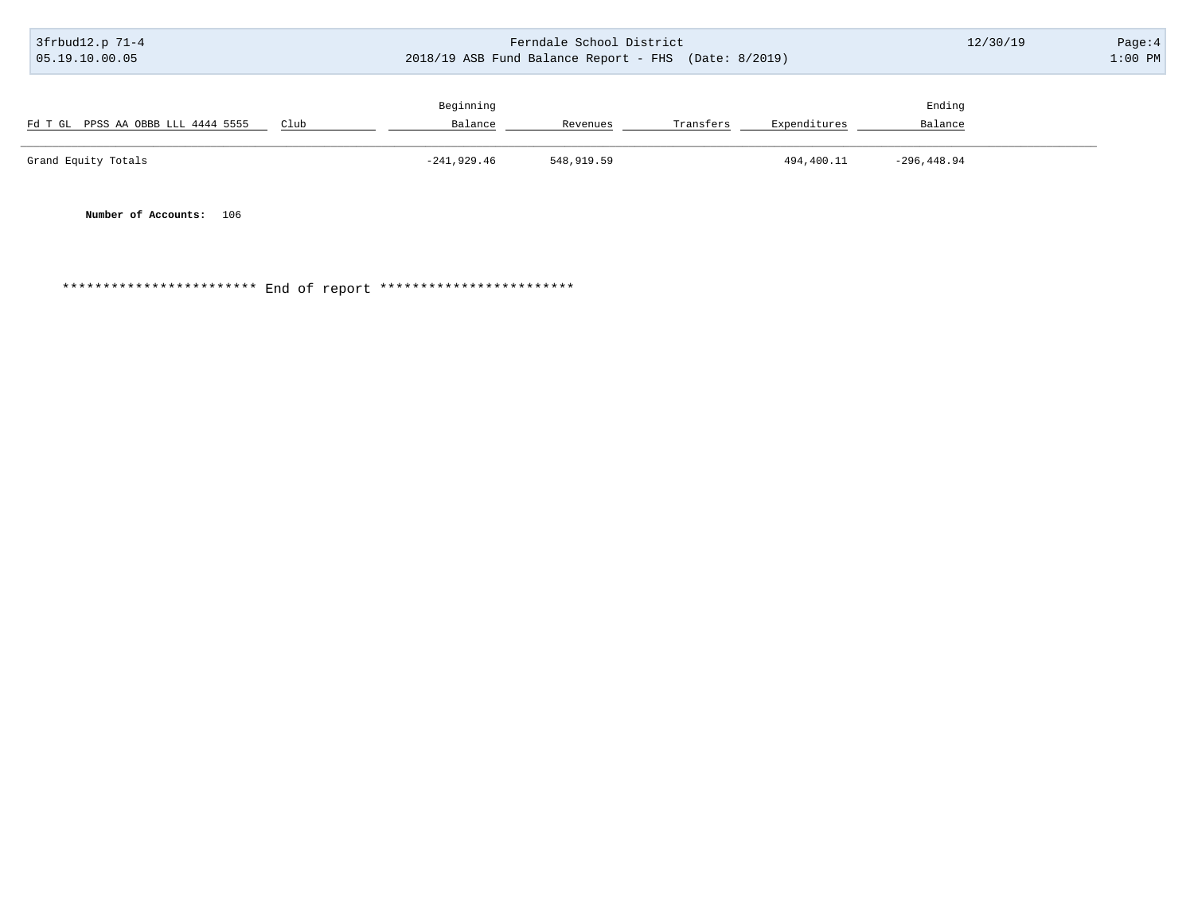| Fd T GL PPSS AA OBBB LLL 4444 5555 | Club | Beginning Balance | Revenues | Transfers | Expenditures | Ending Balance |
|---|---|---|---|---|---|---|
| Grand Equity Totals | | -241,929.46 | 548,919.59 | | 494,400.11 | -296,448.94 |

**Number of Accounts:** 106

************************ End of report ************************